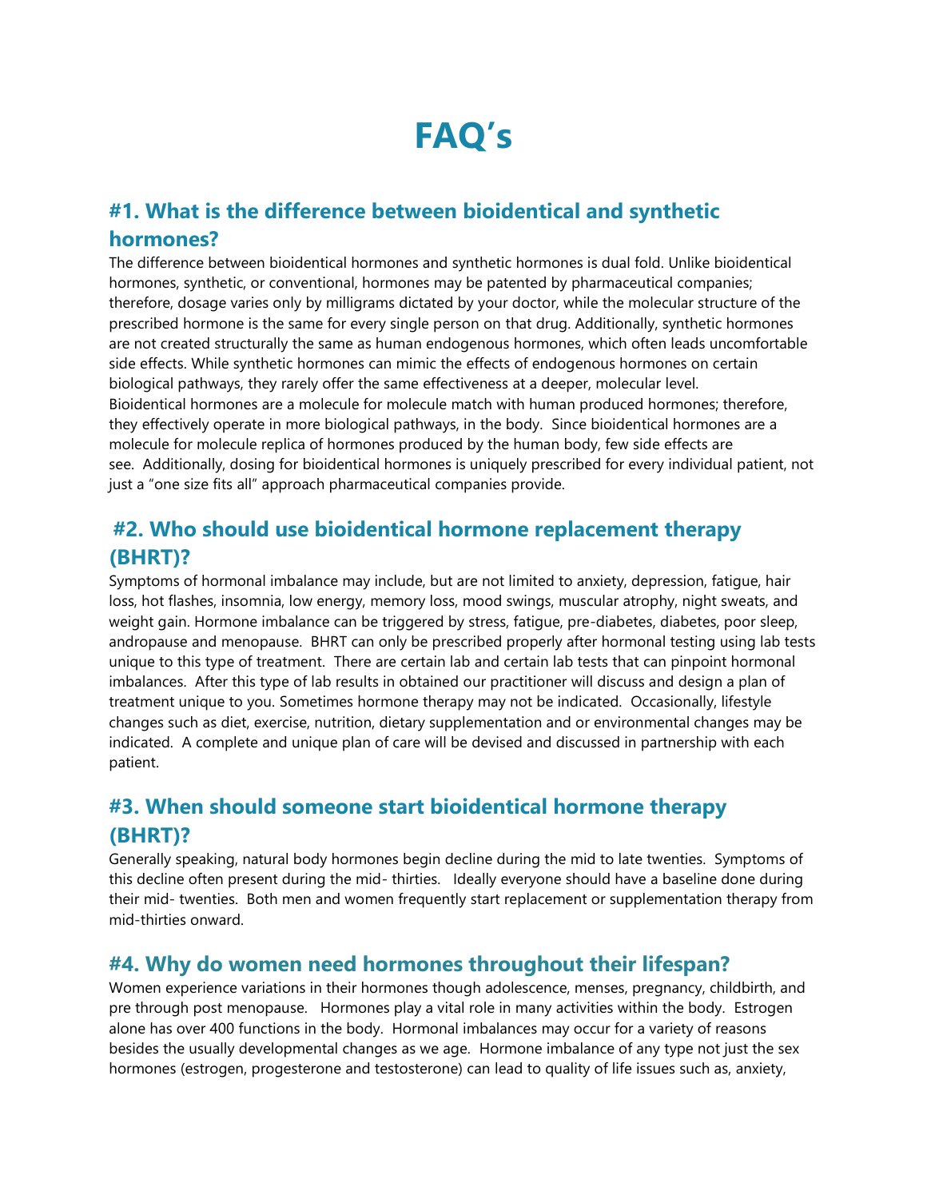# FAQ's

## #1. What is the difference between bioidentical and synthetic hormones?

The difference between bioidentical hormones and synthetic hormones is dual fold. Unlike bioidentical hormones, synthetic, or conventional, hormones may be patented by pharmaceutical companies; therefore, dosage varies only by milligrams dictated by your doctor, while the molecular structure of the prescribed hormone is the same for every single person on that drug. Additionally, synthetic hormones are not created structurally the same as human endogenous hormones, which often leads uncomfortable side effects. While synthetic hormones can mimic the effects of endogenous hormones on certain biological pathways, they rarely offer the same effectiveness at a deeper, molecular level. Bioidentical hormones are a molecule for molecule match with human produced hormones; therefore, they effectively operate in more biological pathways, in the body. Since bioidentical hormones are a molecule for molecule replica of hormones produced by the human body, few side effects are see. Additionally, dosing for bioidentical hormones is uniquely prescribed for every individual patient, not just a "one size fits all" approach pharmaceutical companies provide.

## #2. Who should use bioidentical hormone replacement therapy (BHRT)?

Symptoms of hormonal imbalance may include, but are not limited to anxiety, depression, fatigue, hair loss, hot flashes, insomnia, low energy, memory loss, mood swings, muscular atrophy, night sweats, and weight gain. Hormone imbalance can be triggered by stress, fatigue, pre-diabetes, diabetes, poor sleep, andropause and menopause. BHRT can only be prescribed properly after hormonal testing using lab tests unique to this type of treatment. There are certain lab and certain lab tests that can pinpoint hormonal imbalances. After this type of lab results in obtained our practitioner will discuss and design a plan of treatment unique to you. Sometimes hormone therapy may not be indicated. Occasionally, lifestyle changes such as diet, exercise, nutrition, dietary supplementation and or environmental changes may be indicated. A complete and unique plan of care will be devised and discussed in partnership with each patient.

## #3. When should someone start bioidentical hormone therapy (BHRT)?

Generally speaking, natural body hormones begin decline during the mid to late twenties. Symptoms of this decline often present during the mid- thirties. Ideally everyone should have a baseline done during their mid- twenties. Both men and women frequently start replacement or supplementation therapy from mid-thirties onward.

## #4. Why do women need hormones throughout their lifespan?

Women experience variations in their hormones though adolescence, menses, pregnancy, childbirth, and pre through post menopause. Hormones play a vital role in many activities within the body. Estrogen alone has over 400 functions in the body. Hormonal imbalances may occur for a variety of reasons besides the usually developmental changes as we age. Hormone imbalance of any type not just the sex hormones (estrogen, progesterone and testosterone) can lead to quality of life issues such as, anxiety,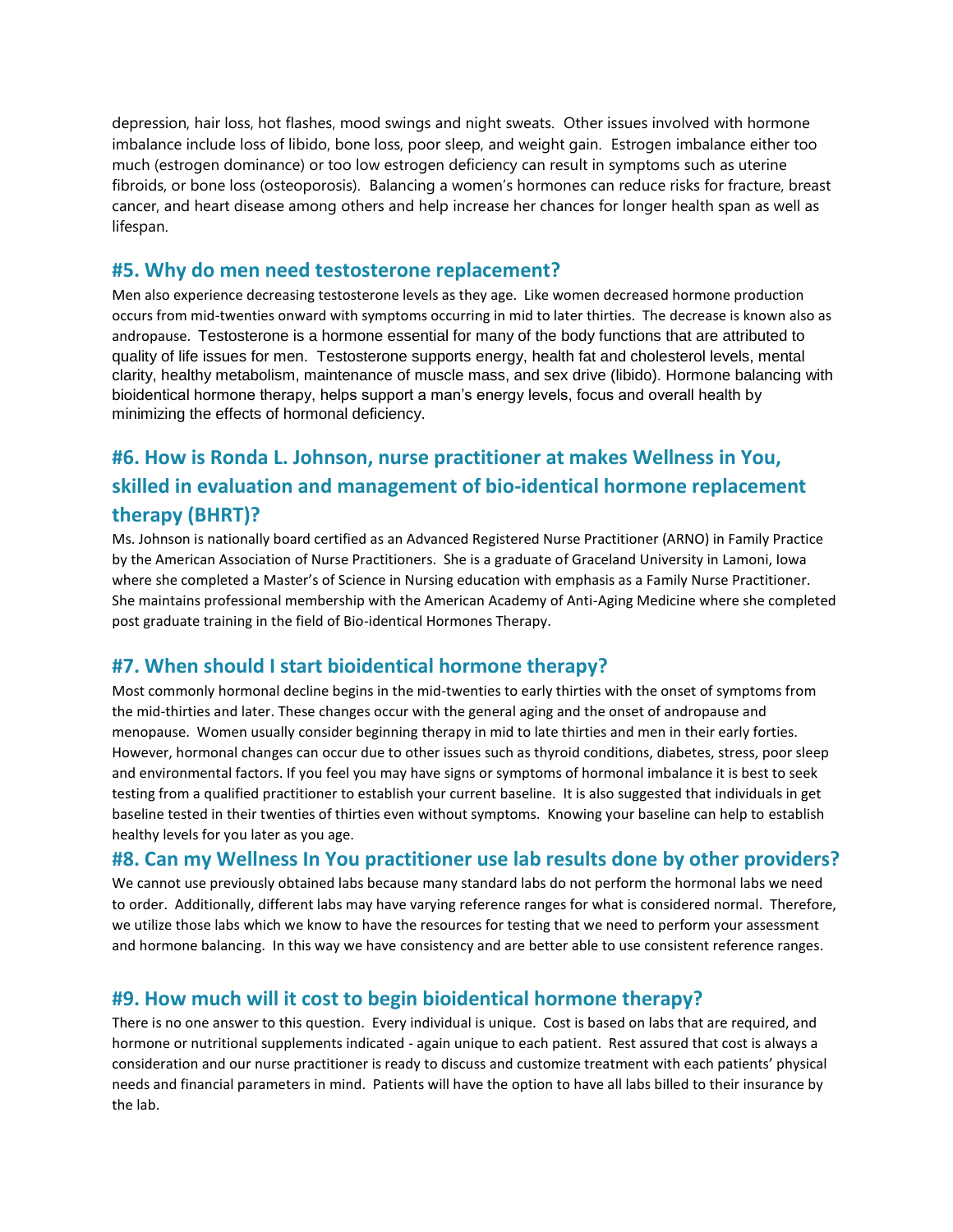depression, hair loss, hot flashes, mood swings and night sweats. Other issues involved with hormone imbalance include loss of libido, bone loss, poor sleep, and weight gain. Estrogen imbalance either too much (estrogen dominance) or too low estrogen deficiency can result in symptoms such as uterine fibroids, or bone loss (osteoporosis). Balancing a women's hormones can reduce risks for fracture, breast cancer, and heart disease among others and help increase her chances for longer health span as well as lifespan.

## #5. Why do men need testosterone replacement?

Men also experience decreasing testosterone levels as they age. Like women decreased hormone production occurs from mid-twenties onward with symptoms occurring in mid to later thirties. The decrease is known also as andropause. Testosterone is a hormone essential for many of the body functions that are attributed to quality of life issues for men. Testosterone supports energy, health fat and cholesterol levels, mental clarity, healthy metabolism, maintenance of muscle mass, and sex drive (libido). Hormone balancing with bioidentical hormone therapy, helps support a man's energy levels, focus and overall health by minimizing the effects of hormonal deficiency.

## #6. How is Ronda L. Johnson, nurse practitioner at makes Wellness in You, skilled in evaluation and management of bio-identical hormone replacement therapy (BHRT)?

Ms. Johnson is nationally board certified as an Advanced Registered Nurse Practitioner (ARNO) in Family Practice by the American Association of Nurse Practitioners. She is a graduate of Graceland University in Lamoni, Iowa where she completed a Master's of Science in Nursing education with emphasis as a Family Nurse Practitioner. She maintains professional membership with the American Academy of Anti-Aging Medicine where she completed post graduate training in the field of Bio-identical Hormones Therapy.

## #7. When should I start bioidentical hormone therapy?

Most commonly hormonal decline begins in the mid-twenties to early thirties with the onset of symptoms from the mid-thirties and later. These changes occur with the general aging and the onset of andropause and menopause. Women usually consider beginning therapy in mid to late thirties and men in their early forties. However, hormonal changes can occur due to other issues such as thyroid conditions, diabetes, stress, poor sleep and environmental factors. If you feel you may have signs or symptoms of hormonal imbalance it is best to seek testing from a qualified practitioner to establish your current baseline. It is also suggested that individuals in get baseline tested in their twenties of thirties even without symptoms. Knowing your baseline can help to establish healthy levels for you later as you age.

## #8. Can my Wellness In You practitioner use lab results done by other providers?

We cannot use previously obtained labs because many standard labs do not perform the hormonal labs we need to order. Additionally, different labs may have varying reference ranges for what is considered normal. Therefore, we utilize those labs which we know to have the resources for testing that we need to perform your assessment and hormone balancing. In this way we have consistency and are better able to use consistent reference ranges.

## #9. How much will it cost to begin bioidentical hormone therapy?

There is no one answer to this question. Every individual is unique. Cost is based on labs that are required, and hormone or nutritional supplements indicated - again unique to each patient. Rest assured that cost is always a consideration and our nurse practitioner is ready to discuss and customize treatment with each patients' physical needs and financial parameters in mind. Patients will have the option to have all labs billed to their insurance by the lab.